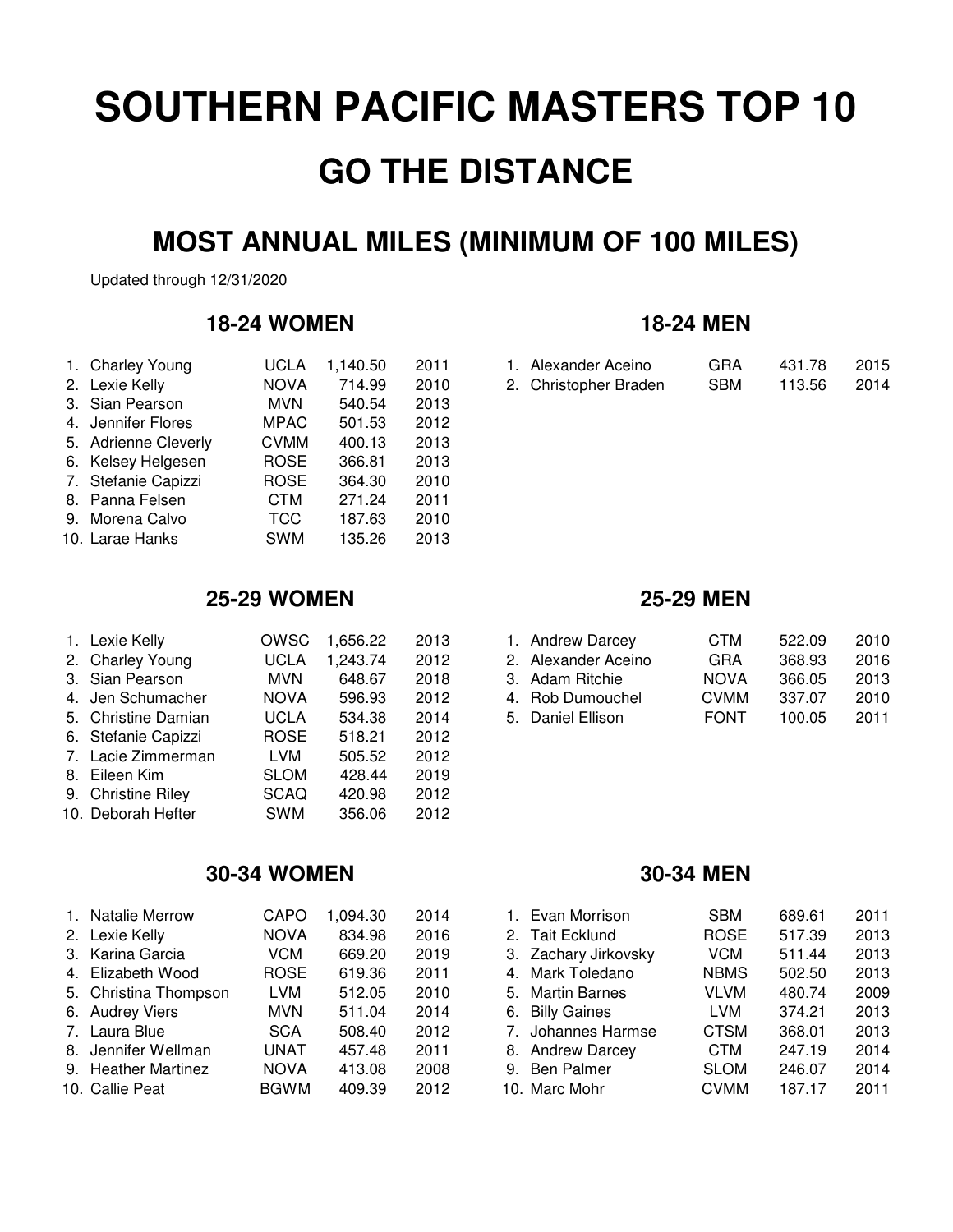# SOUTHERN PACIFIC MASTERS TOP 10

## GO THE DISTANCE

## MOST ANNUAL MILES (MINIMUM OF 100 MILES)

Updated through 12/31/2020

### 18-24 WOMEN

| # | Name | Team | Miles | Year |
|---|---|---|---|---|
| 1. | Charley Young | UCLA | 1,140.50 | 2011 |
| 2. | Lexie Kelly | NOVA | 714.99 | 2010 |
| 3. | Sian Pearson | MVN | 540.54 | 2013 |
| 4. | Jennifer Flores | MPAC | 501.53 | 2012 |
| 5. | Adrienne Cleverly | CVMM | 400.13 | 2013 |
| 6. | Kelsey Helgesen | ROSE | 366.81 | 2013 |
| 7. | Stefanie Capizzi | ROSE | 364.30 | 2010 |
| 8. | Panna Felsen | CTM | 271.24 | 2011 |
| 9. | Morena Calvo | TCC | 187.63 | 2010 |
| 10. | Larae Hanks | SWM | 135.26 | 2013 |

### 18-24 MEN

| # | Name | Team | Miles | Year |
|---|---|---|---|---|
| 1. | Alexander Aceino | GRA | 431.78 | 2015 |
| 2. | Christopher Braden | SBM | 113.56 | 2014 |

### 25-29 WOMEN

| # | Name | Team | Miles | Year |
|---|---|---|---|---|
| 1. | Lexie Kelly | OWSC | 1,656.22 | 2013 |
| 2. | Charley Young | UCLA | 1,243.74 | 2012 |
| 3. | Sian Pearson | MVN | 648.67 | 2018 |
| 4. | Jen Schumacher | NOVA | 596.93 | 2012 |
| 5. | Christine Damian | UCLA | 534.38 | 2014 |
| 6. | Stefanie Capizzi | ROSE | 518.21 | 2012 |
| 7. | Lacie Zimmerman | LVM | 505.52 | 2012 |
| 8. | Eileen Kim | SLOM | 428.44 | 2019 |
| 9. | Christine Riley | SCAQ | 420.98 | 2012 |
| 10. | Deborah Hefter | SWM | 356.06 | 2012 |

### 25-29 MEN

| # | Name | Team | Miles | Year |
|---|---|---|---|---|
| 1. | Andrew Darcey | CTM | 522.09 | 2010 |
| 2. | Alexander Aceino | GRA | 368.93 | 2016 |
| 3. | Adam Ritchie | NOVA | 366.05 | 2013 |
| 4. | Rob Dumouchel | CVMM | 337.07 | 2010 |
| 5. | Daniel Ellison | FONT | 100.05 | 2011 |

### 30-34 WOMEN

| # | Name | Team | Miles | Year |
|---|---|---|---|---|
| 1. | Natalie Merrow | CAPO | 1,094.30 | 2014 |
| 2. | Lexie Kelly | NOVA | 834.98 | 2016 |
| 3. | Karina Garcia | VCM | 669.20 | 2019 |
| 4. | Elizabeth Wood | ROSE | 619.36 | 2011 |
| 5. | Christina Thompson | LVM | 512.05 | 2010 |
| 6. | Audrey Viers | MVN | 511.04 | 2014 |
| 7. | Laura Blue | SCA | 508.40 | 2012 |
| 8. | Jennifer Wellman | UNAT | 457.48 | 2011 |
| 9. | Heather Martinez | NOVA | 413.08 | 2008 |
| 10. | Callie Peat | BGWM | 409.39 | 2012 |

### 30-34 MEN

| # | Name | Team | Miles | Year |
|---|---|---|---|---|
| 1. | Evan Morrison | SBM | 689.61 | 2011 |
| 2. | Tait Ecklund | ROSE | 517.39 | 2013 |
| 3. | Zachary Jirkovsky | VCM | 511.44 | 2013 |
| 4. | Mark Toledano | NBMS | 502.50 | 2013 |
| 5. | Martin Barnes | VLVM | 480.74 | 2009 |
| 6. | Billy Gaines | LVM | 374.21 | 2013 |
| 7. | Johannes Harmse | CTSM | 368.01 | 2013 |
| 8. | Andrew Darcey | CTM | 247.19 | 2014 |
| 9. | Ben Palmer | SLOM | 246.07 | 2014 |
| 10. | Marc Mohr | CVMM | 187.17 | 2011 |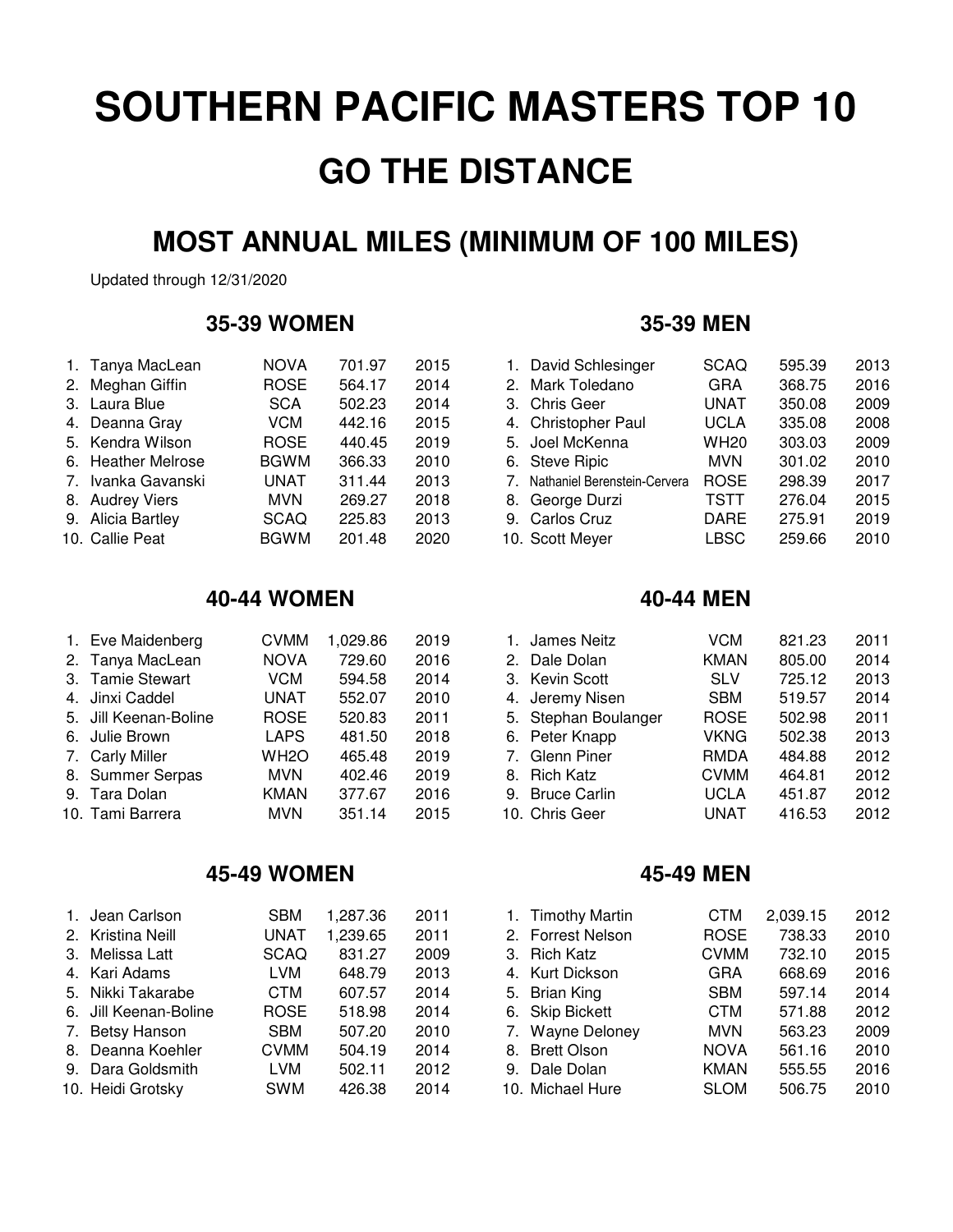# SOUTHERN PACIFIC MASTERS TOP 10

## GO THE DISTANCE

## MOST ANNUAL MILES (MINIMUM OF 100 MILES)

Updated through 12/31/2020

### 35-39 WOMEN

| # | Name | Team | Miles | Year |
|---|---|---|---|---|
| 1. | Tanya MacLean | NOVA | 701.97 | 2015 |
| 2. | Meghan Giffin | ROSE | 564.17 | 2014 |
| 3. | Laura Blue | SCA | 502.23 | 2014 |
| 4. | Deanna Gray | VCM | 442.16 | 2015 |
| 5. | Kendra Wilson | ROSE | 440.45 | 2019 |
| 6. | Heather Melrose | BGWM | 366.33 | 2010 |
| 7. | Ivanka Gavanski | UNAT | 311.44 | 2013 |
| 8. | Audrey Viers | MVN | 269.27 | 2018 |
| 9. | Alicia Bartley | SCAQ | 225.83 | 2013 |
| 10. | Callie Peat | BGWM | 201.48 | 2020 |

### 35-39 MEN

| # | Name | Team | Miles | Year |
|---|---|---|---|---|
| 1. | David Schlesinger | SCAQ | 595.39 | 2013 |
| 2. | Mark Toledano | GRA | 368.75 | 2016 |
| 3. | Chris Geer | UNAT | 350.08 | 2009 |
| 4. | Christopher Paul | UCLA | 335.08 | 2008 |
| 5. | Joel McKenna | WH20 | 303.03 | 2009 |
| 6. | Steve Ripic | MVN | 301.02 | 2010 |
| 7. | Nathaniel Berenstein-Cervera | ROSE | 298.39 | 2017 |
| 8. | George Durzi | TSTT | 276.04 | 2015 |
| 9. | Carlos Cruz | DARE | 275.91 | 2019 |
| 10. | Scott Meyer | LBSC | 259.66 | 2010 |

### 40-44 WOMEN

| # | Name | Team | Miles | Year |
|---|---|---|---|---|
| 1. | Eve Maidenberg | CVMM | 1,029.86 | 2019 |
| 2. | Tanya MacLean | NOVA | 729.60 | 2016 |
| 3. | Tamie Stewart | VCM | 594.58 | 2014 |
| 4. | Jinxi Caddel | UNAT | 552.07 | 2010 |
| 5. | Jill Keenan-Boline | ROSE | 520.83 | 2011 |
| 6. | Julie Brown | LAPS | 481.50 | 2018 |
| 7. | Carly Miller | WH2O | 465.48 | 2019 |
| 8. | Summer Serpas | MVN | 402.46 | 2019 |
| 9. | Tara Dolan | KMAN | 377.67 | 2016 |
| 10. | Tami Barrera | MVN | 351.14 | 2015 |

### 40-44 MEN

| # | Name | Team | Miles | Year |
|---|---|---|---|---|
| 1. | James Neitz | VCM | 821.23 | 2011 |
| 2. | Dale Dolan | KMAN | 805.00 | 2014 |
| 3. | Kevin Scott | SLV | 725.12 | 2013 |
| 4. | Jeremy Nisen | SBM | 519.57 | 2014 |
| 5. | Stephan Boulanger | ROSE | 502.98 | 2011 |
| 6. | Peter Knapp | VKNG | 502.38 | 2013 |
| 7. | Glenn Piner | RMDA | 484.88 | 2012 |
| 8. | Rich Katz | CVMM | 464.81 | 2012 |
| 9. | Bruce Carlin | UCLA | 451.87 | 2012 |
| 10. | Chris Geer | UNAT | 416.53 | 2012 |

### 45-49 WOMEN

| # | Name | Team | Miles | Year |
|---|---|---|---|---|
| 1. | Jean Carlson | SBM | 1,287.36 | 2011 |
| 2. | Kristina Neill | UNAT | 1,239.65 | 2011 |
| 3. | Melissa Latt | SCAQ | 831.27 | 2009 |
| 4. | Kari Adams | LVM | 648.79 | 2013 |
| 5. | Nikki Takarabe | CTM | 607.57 | 2014 |
| 6. | Jill Keenan-Boline | ROSE | 518.98 | 2014 |
| 7. | Betsy Hanson | SBM | 507.20 | 2010 |
| 8. | Deanna Koehler | CVMM | 504.19 | 2014 |
| 9. | Dara Goldsmith | LVM | 502.11 | 2012 |
| 10. | Heidi Grotsky | SWM | 426.38 | 2014 |

### 45-49 MEN

| # | Name | Team | Miles | Year |
|---|---|---|---|---|
| 1. | Timothy Martin | CTM | 2,039.15 | 2012 |
| 2. | Forrest Nelson | ROSE | 738.33 | 2010 |
| 3. | Rich Katz | CVMM | 732.10 | 2015 |
| 4. | Kurt Dickson | GRA | 668.69 | 2016 |
| 5. | Brian King | SBM | 597.14 | 2014 |
| 6. | Skip Bickett | CTM | 571.88 | 2012 |
| 7. | Wayne Deloney | MVN | 563.23 | 2009 |
| 8. | Brett Olson | NOVA | 561.16 | 2010 |
| 9. | Dale Dolan | KMAN | 555.55 | 2016 |
| 10. | Michael Hure | SLOM | 506.75 | 2010 |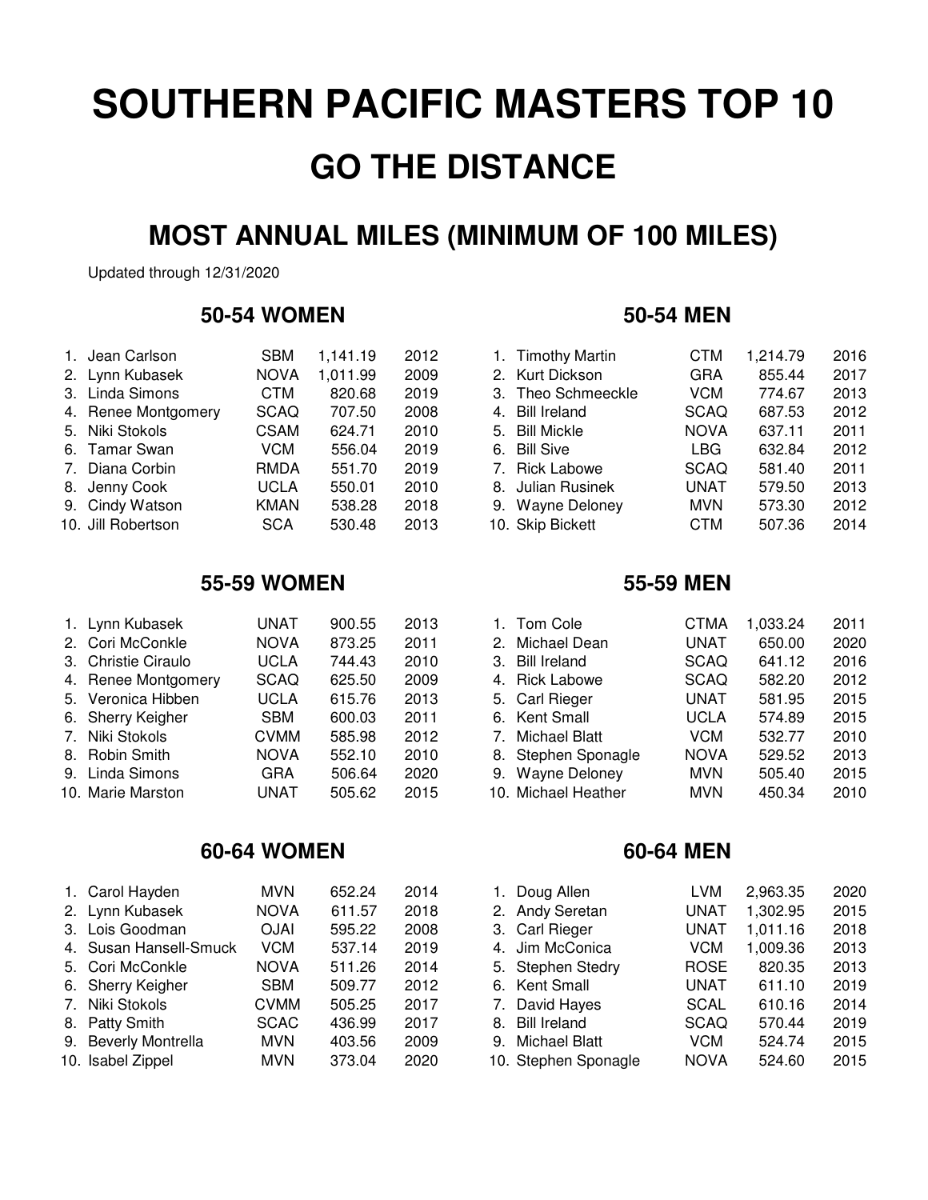# SOUTHERN PACIFIC MASTERS TOP 10

## GO THE DISTANCE

## MOST ANNUAL MILES (MINIMUM OF 100 MILES)

Updated through 12/31/2020

### 50-54 WOMEN

| | Name | Club | Miles | Year |
|---|---|---|---|---|
| 1. | Jean Carlson | SBM | 1,141.19 | 2012 |
| 2. | Lynn Kubasek | NOVA | 1,011.99 | 2009 |
| 3. | Linda Simons | CTM | 820.68 | 2019 |
| 4. | Renee Montgomery | SCAQ | 707.50 | 2008 |
| 5. | Niki Stokols | CSAM | 624.71 | 2010 |
| 6. | Tamar Swan | VCM | 556.04 | 2019 |
| 7. | Diana Corbin | RMDA | 551.70 | 2019 |
| 8. | Jenny Cook | UCLA | 550.01 | 2010 |
| 9. | Cindy Watson | KMAN | 538.28 | 2018 |
| 10. | Jill Robertson | SCA | 530.48 | 2013 |

### 50-54 MEN

| | Name | Club | Miles | Year |
|---|---|---|---|---|
| 1. | Timothy Martin | CTM | 1,214.79 | 2016 |
| 2. | Kurt Dickson | GRA | 855.44 | 2017 |
| 3. | Theo Schmeeckle | VCM | 774.67 | 2013 |
| 4. | Bill Ireland | SCAQ | 687.53 | 2012 |
| 5. | Bill Mickle | NOVA | 637.11 | 2011 |
| 6. | Bill Sive | LBG | 632.84 | 2012 |
| 7. | Rick Labowe | SCAQ | 581.40 | 2011 |
| 8. | Julian Rusinek | UNAT | 579.50 | 2013 |
| 9. | Wayne Deloney | MVN | 573.30 | 2012 |
| 10. | Skip Bickett | CTM | 507.36 | 2014 |

### 55-59 WOMEN

| | Name | Club | Miles | Year |
|---|---|---|---|---|
| 1. | Lynn Kubasek | UNAT | 900.55 | 2013 |
| 2. | Cori McConkle | NOVA | 873.25 | 2011 |
| 3. | Christie Ciraulo | UCLA | 744.43 | 2010 |
| 4. | Renee Montgomery | SCAQ | 625.50 | 2009 |
| 5. | Veronica Hibben | UCLA | 615.76 | 2013 |
| 6. | Sherry Keigher | SBM | 600.03 | 2011 |
| 7. | Niki Stokols | CVMM | 585.98 | 2012 |
| 8. | Robin Smith | NOVA | 552.10 | 2010 |
| 9. | Linda Simons | GRA | 506.64 | 2020 |
| 10. | Marie Marston | UNAT | 505.62 | 2015 |

### 55-59 MEN

| | Name | Club | Miles | Year |
|---|---|---|---|---|
| 1. | Tom Cole | CTMA | 1,033.24 | 2011 |
| 2. | Michael Dean | UNAT | 650.00 | 2020 |
| 3. | Bill Ireland | SCAQ | 641.12 | 2016 |
| 4. | Rick Labowe | SCAQ | 582.20 | 2012 |
| 5. | Carl Rieger | UNAT | 581.95 | 2015 |
| 6. | Kent Small | UCLA | 574.89 | 2015 |
| 7. | Michael Blatt | VCM | 532.77 | 2010 |
| 8. | Stephen Sponagle | NOVA | 529.52 | 2013 |
| 9. | Wayne Deloney | MVN | 505.40 | 2015 |
| 10. | Michael Heather | MVN | 450.34 | 2010 |

### 60-64 WOMEN

| | Name | Club | Miles | Year |
|---|---|---|---|---|
| 1. | Carol Hayden | MVN | 652.24 | 2014 |
| 2. | Lynn Kubasek | NOVA | 611.57 | 2018 |
| 3. | Lois Goodman | OJAI | 595.22 | 2008 |
| 4. | Susan Hansell-Smuck | VCM | 537.14 | 2019 |
| 5. | Cori McConkle | NOVA | 511.26 | 2014 |
| 6. | Sherry Keigher | SBM | 509.77 | 2012 |
| 7. | Niki Stokols | CVMM | 505.25 | 2017 |
| 8. | Patty Smith | SCAC | 436.99 | 2017 |
| 9. | Beverly Montrella | MVN | 403.56 | 2009 |
| 10. | Isabel Zippel | MVN | 373.04 | 2020 |

### 60-64 MEN

| | Name | Club | Miles | Year |
|---|---|---|---|---|
| 1. | Doug Allen | LVM | 2,963.35 | 2020 |
| 2. | Andy Seretan | UNAT | 1,302.95 | 2015 |
| 3. | Carl Rieger | UNAT | 1,011.16 | 2018 |
| 4. | Jim McConica | VCM | 1,009.36 | 2013 |
| 5. | Stephen Stedry | ROSE | 820.35 | 2013 |
| 6. | Kent Small | UNAT | 611.10 | 2019 |
| 7. | David Hayes | SCAL | 610.16 | 2014 |
| 8. | Bill Ireland | SCAQ | 570.44 | 2019 |
| 9. | Michael Blatt | VCM | 524.74 | 2015 |
| 10. | Stephen Sponagle | NOVA | 524.60 | 2015 |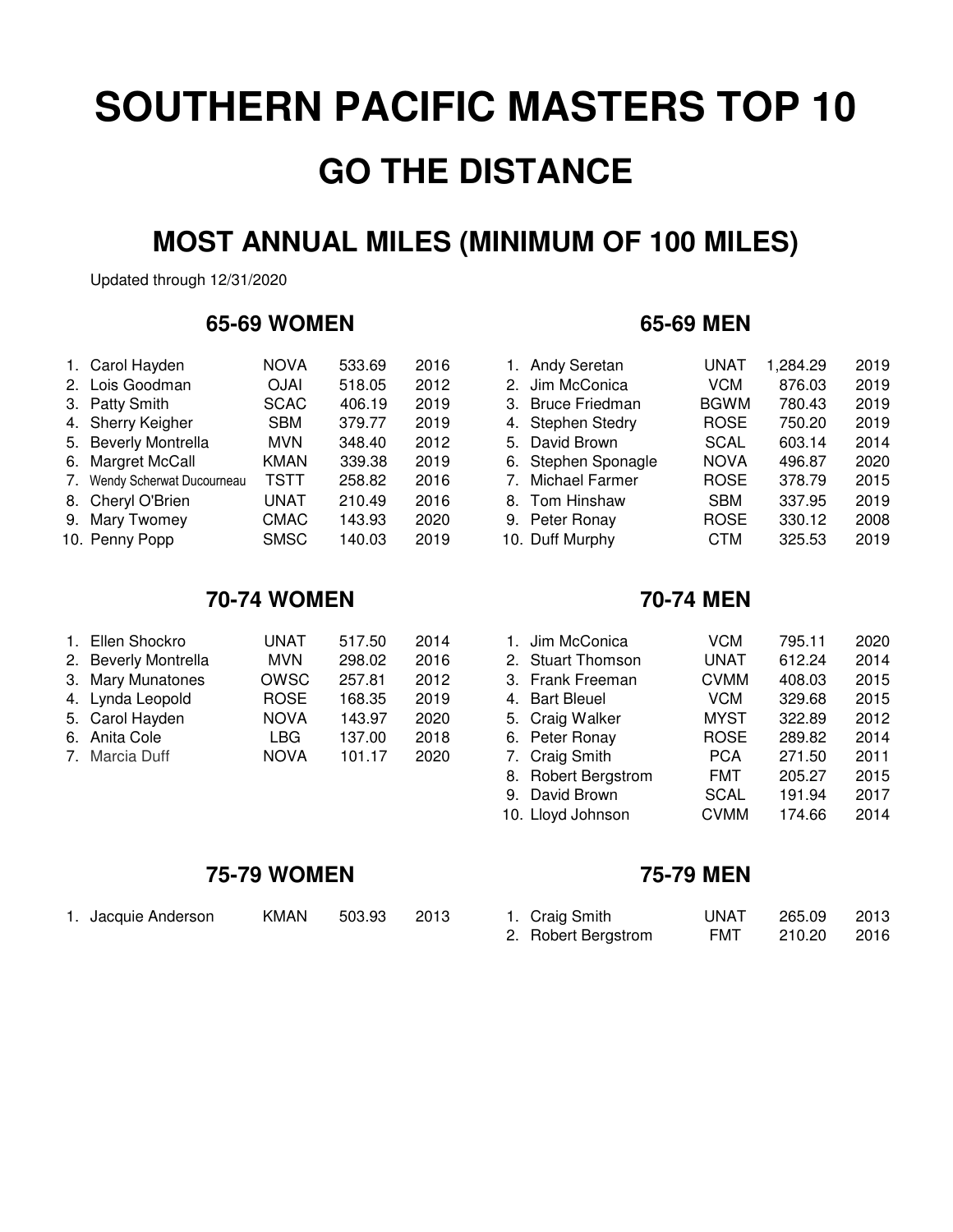# SOUTHERN PACIFIC MASTERS TOP 10

## GO THE DISTANCE

## MOST ANNUAL MILES (MINIMUM OF 100 MILES)

Updated through 12/31/2020

### 65-69 WOMEN

| | Name | Club | Miles | Year |
|---|---|---|---|---|
| 1. | Carol Hayden | NOVA | 533.69 | 2016 |
| 2. | Lois Goodman | OJAI | 518.05 | 2012 |
| 3. | Patty Smith | SCAC | 406.19 | 2019 |
| 4. | Sherry Keigher | SBM | 379.77 | 2019 |
| 5. | Beverly Montrella | MVN | 348.40 | 2012 |
| 6. | Margret McCall | KMAN | 339.38 | 2019 |
| 7. | Wendy Scherwat Ducourneau | TSTT | 258.82 | 2016 |
| 8. | Cheryl O'Brien | UNAT | 210.49 | 2016 |
| 9. | Mary Twomey | CMAC | 143.93 | 2020 |
| 10. | Penny Popp | SMSC | 140.03 | 2019 |

### 65-69 MEN

| | Name | Club | Miles | Year |
|---|---|---|---|---|
| 1. | Andy Seretan | UNAT | 1,284.29 | 2019 |
| 2. | Jim McConica | VCM | 876.03 | 2019 |
| 3. | Bruce Friedman | BGWM | 780.43 | 2019 |
| 4. | Stephen Stedry | ROSE | 750.20 | 2019 |
| 5. | David Brown | SCAL | 603.14 | 2014 |
| 6. | Stephen Sponagle | NOVA | 496.87 | 2020 |
| 7. | Michael Farmer | ROSE | 378.79 | 2015 |
| 8. | Tom Hinshaw | SBM | 337.95 | 2019 |
| 9. | Peter Ronay | ROSE | 330.12 | 2008 |
| 10. | Duff Murphy | CTM | 325.53 | 2019 |

### 70-74 WOMEN

| | Name | Club | Miles | Year |
|---|---|---|---|---|
| 1. | Ellen Shockro | UNAT | 517.50 | 2014 |
| 2. | Beverly Montrella | MVN | 298.02 | 2016 |
| 3. | Mary Munatones | OWSC | 257.81 | 2012 |
| 4. | Lynda Leopold | ROSE | 168.35 | 2019 |
| 5. | Carol Hayden | NOVA | 143.97 | 2020 |
| 6. | Anita Cole | LBG | 137.00 | 2018 |
| 7. | Marcia Duff | NOVA | 101.17 | 2020 |

### 70-74 MEN

| | Name | Club | Miles | Year |
|---|---|---|---|---|
| 1. | Jim McConica | VCM | 795.11 | 2020 |
| 2. | Stuart Thomson | UNAT | 612.24 | 2014 |
| 3. | Frank Freeman | CVMM | 408.03 | 2015 |
| 4. | Bart Bleuel | VCM | 329.68 | 2015 |
| 5. | Craig Walker | MYST | 322.89 | 2012 |
| 6. | Peter Ronay | ROSE | 289.82 | 2014 |
| 7. | Craig Smith | PCA | 271.50 | 2011 |
| 8. | Robert Bergstrom | FMT | 205.27 | 2015 |
| 9. | David Brown | SCAL | 191.94 | 2017 |
| 10. | Lloyd Johnson | CVMM | 174.66 | 2014 |

### 75-79 WOMEN

| | Name | Club | Miles | Year |
|---|---|---|---|---|
| 1. | Jacquie Anderson | KMAN | 503.93 | 2013 |

### 75-79 MEN

| | Name | Club | Miles | Year |
|---|---|---|---|---|
| 1. | Craig Smith | UNAT | 265.09 | 2013 |
| 2. | Robert Bergstrom | FMT | 210.20 | 2016 |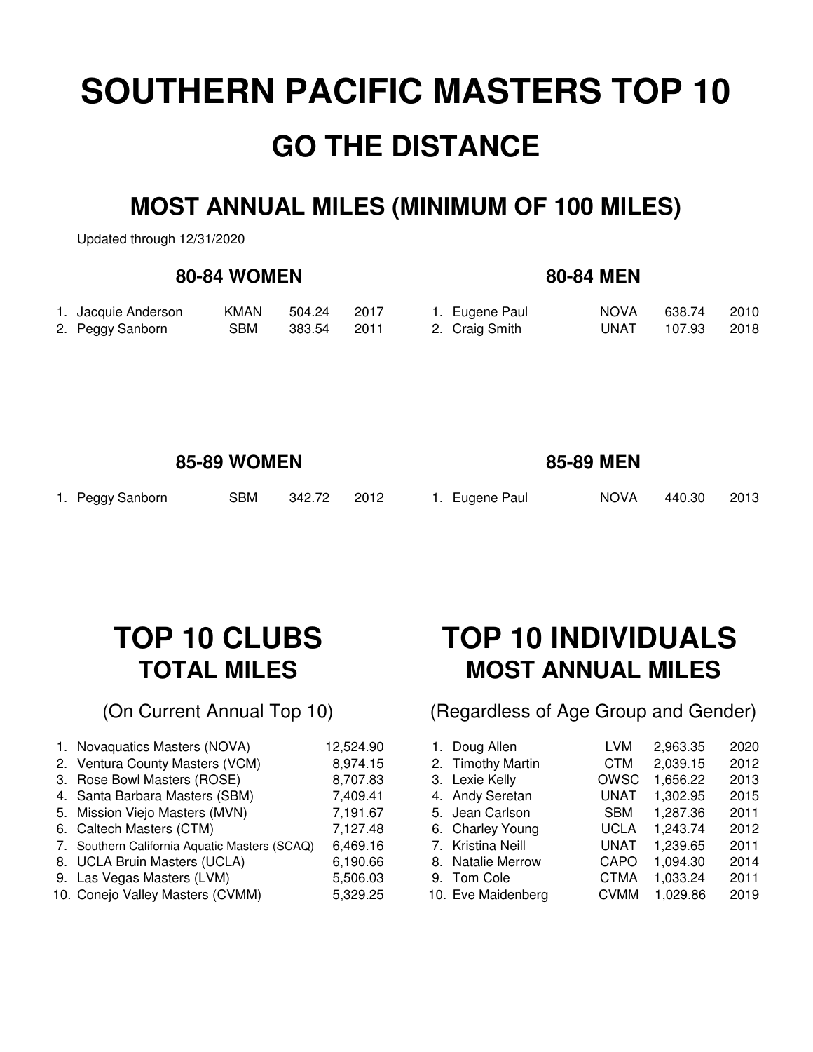# SOUTHERN PACIFIC MASTERS TOP 10

## GO THE DISTANCE

## MOST ANNUAL MILES (MINIMUM OF 100 MILES)

Updated through 12/31/2020

### 80-84 WOMEN

| | | | | |
|---|---|---|---|---|
| 1. | Jacquie Anderson | KMAN | 504.24 | 2017 |
| 2. | Peggy Sanborn | SBM | 383.54 | 2011 |

### 80-84 MEN

| | | | | |
|---|---|---|---|---|
| 1. | Eugene Paul | NOVA | 638.74 | 2010 |
| 2. | Craig Smith | UNAT | 107.93 | 2018 |

### 85-89 WOMEN

| | | | | |
|---|---|---|---|---|
| 1. | Peggy Sanborn | SBM | 342.72 | 2012 |

### 85-89 MEN

| | | | | |
|---|---|---|---|---|
| 1. | Eugene Paul | NOVA | 440.30 | 2013 |

# TOP 10 CLUBS

## TOTAL MILES

(On Current Annual Top 10)

| | | |
|---|---|---|
| 1. | Novaquatics Masters (NOVA) | 12,524.90 |
| 2. | Ventura County Masters (VCM) | 8,974.15 |
| 3. | Rose Bowl Masters (ROSE) | 8,707.83 |
| 4. | Santa Barbara Masters (SBM) | 7,409.41 |
| 5. | Mission Viejo Masters (MVN) | 7,191.67 |
| 6. | Caltech Masters (CTM) | 7,127.48 |
| 7. | Southern California Aquatic Masters (SCAQ) | 6,469.16 |
| 8. | UCLA Bruin Masters (UCLA) | 6,190.66 |
| 9. | Las Vegas Masters (LVM) | 5,506.03 |
| 10. | Conejo Valley Masters (CVMM) | 5,329.25 |

# TOP 10 INDIVIDUALS

## MOST ANNUAL MILES

(Regardless of Age Group and Gender)

| | | | | |
|---|---|---|---|---|
| 1. | Doug Allen | LVM | 2,963.35 | 2020 |
| 2. | Timothy Martin | CTM | 2,039.15 | 2012 |
| 3. | Lexie Kelly | OWSC | 1,656.22 | 2013 |
| 4. | Andy Seretan | UNAT | 1,302.95 | 2015 |
| 5. | Jean Carlson | SBM | 1,287.36 | 2011 |
| 6. | Charley Young | UCLA | 1,243.74 | 2012 |
| 7. | Kristina Neill | UNAT | 1,239.65 | 2011 |
| 8. | Natalie Merrow | CAPO | 1,094.30 | 2014 |
| 9. | Tom Cole | CTMA | 1,033.24 | 2011 |
| 10. | Eve Maidenberg | CVMM | 1,029.86 | 2019 |